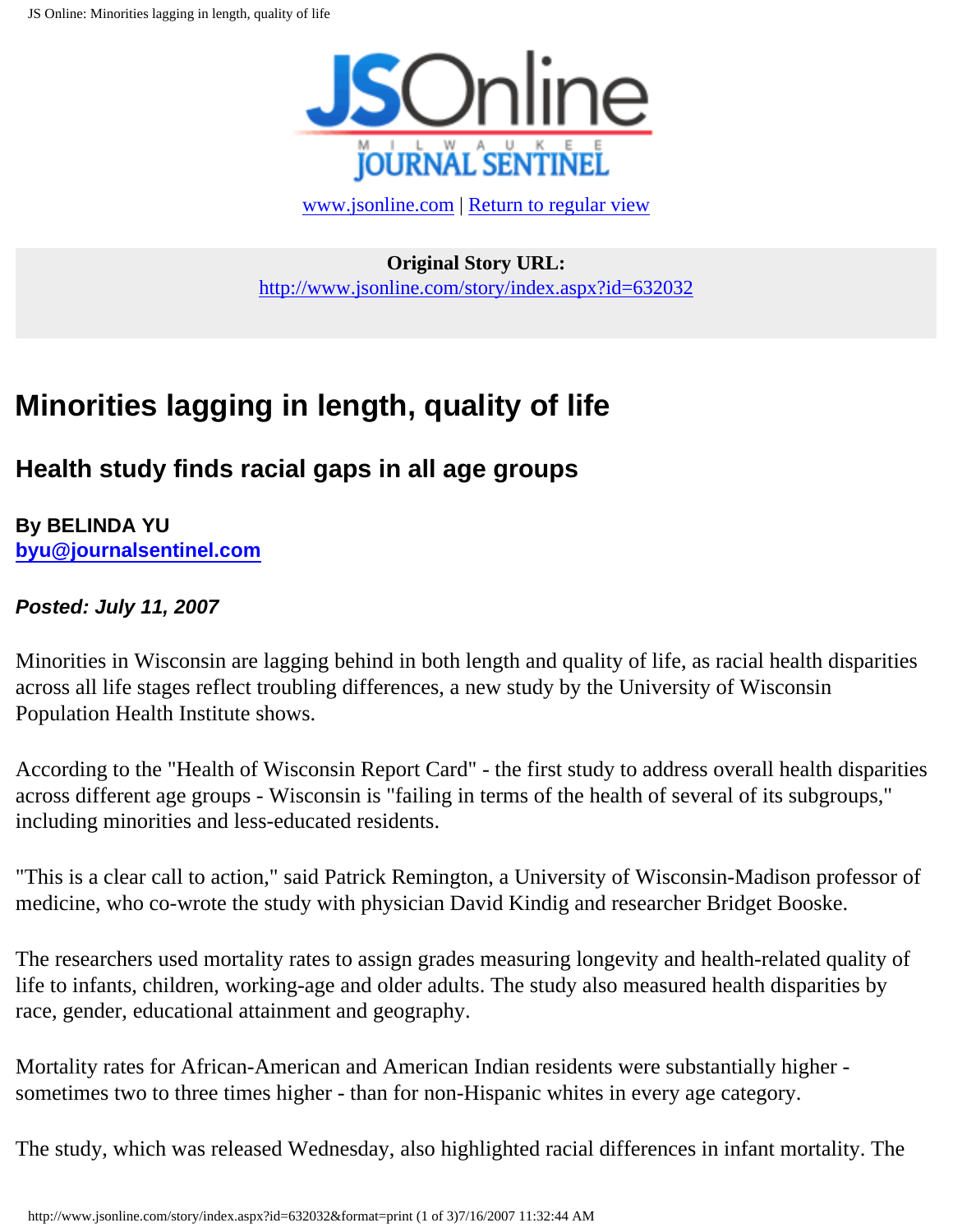www.jsonline.com | Return to regular view

**Original Story URL:**
http://www.jsonline.com/story/index.aspx?id=632032

# Minorities lagging in length, quality of life

## Health study finds racial gaps in all age groups

**By BELINDA YU**
**byu@journalsentinel.com**

***Posted: July 11, 2007***

Minorities in Wisconsin are lagging behind in both length and quality of life, as racial health disparities across all life stages reflect troubling differences, a new study by the University of Wisconsin Population Health Institute shows.

According to the "Health of Wisconsin Report Card" - the first study to address overall health disparities across different age groups - Wisconsin is "failing in terms of the health of several of its subgroups," including minorities and less-educated residents.

"This is a clear call to action," said Patrick Remington, a University of Wisconsin-Madison professor of medicine, who co-wrote the study with physician David Kindig and researcher Bridget Booske.

The researchers used mortality rates to assign grades measuring longevity and health-related quality of life to infants, children, working-age and older adults. The study also measured health disparities by race, gender, educational attainment and geography.

Mortality rates for African-American and American Indian residents were substantially higher - sometimes two to three times higher - than for non-Hispanic whites in every age category.

The study, which was released Wednesday, also highlighted racial differences in infant mortality. The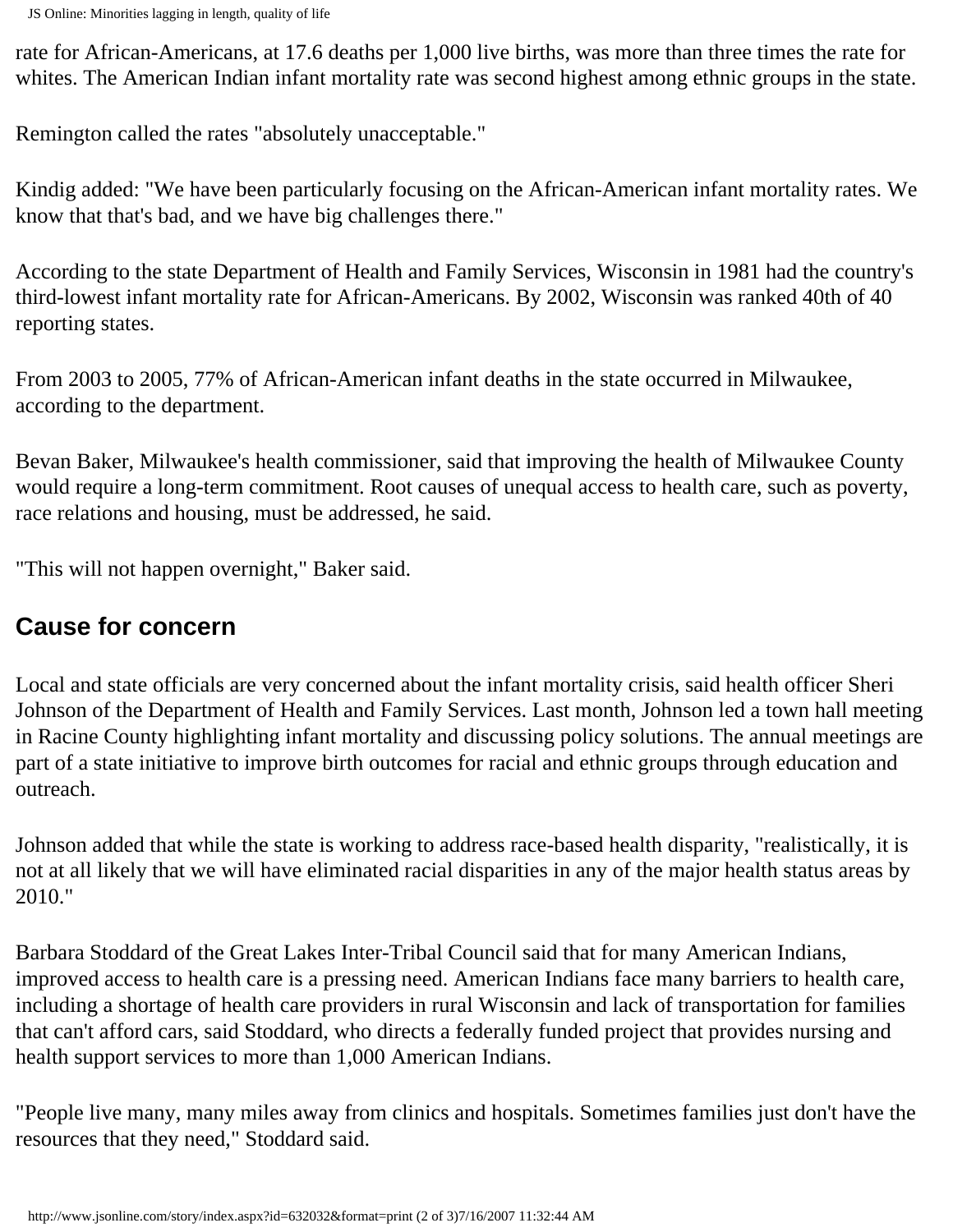rate for African-Americans, at 17.6 deaths per 1,000 live births, was more than three times the rate for whites. The American Indian infant mortality rate was second highest among ethnic groups in the state.

Remington called the rates "absolutely unacceptable."

Kindig added: "We have been particularly focusing on the African-American infant mortality rates. We know that that's bad, and we have big challenges there."

According to the state Department of Health and Family Services, Wisconsin in 1981 had the country's third-lowest infant mortality rate for African-Americans. By 2002, Wisconsin was ranked 40th of 40 reporting states.

From 2003 to 2005, 77% of African-American infant deaths in the state occurred in Milwaukee, according to the department.

Bevan Baker, Milwaukee's health commissioner, said that improving the health of Milwaukee County would require a long-term commitment. Root causes of unequal access to health care, such as poverty, race relations and housing, must be addressed, he said.

"This will not happen overnight," Baker said.

## Cause for concern

Local and state officials are very concerned about the infant mortality crisis, said health officer Sheri Johnson of the Department of Health and Family Services. Last month, Johnson led a town hall meeting in Racine County highlighting infant mortality and discussing policy solutions. The annual meetings are part of a state initiative to improve birth outcomes for racial and ethnic groups through education and outreach.

Johnson added that while the state is working to address race-based health disparity, "realistically, it is not at all likely that we will have eliminated racial disparities in any of the major health status areas by 2010."

Barbara Stoddard of the Great Lakes Inter-Tribal Council said that for many American Indians, improved access to health care is a pressing need. American Indians face many barriers to health care, including a shortage of health care providers in rural Wisconsin and lack of transportation for families that can't afford cars, said Stoddard, who directs a federally funded project that provides nursing and health support services to more than 1,000 American Indians.

"People live many, many miles away from clinics and hospitals. Sometimes families just don't have the resources that they need," Stoddard said.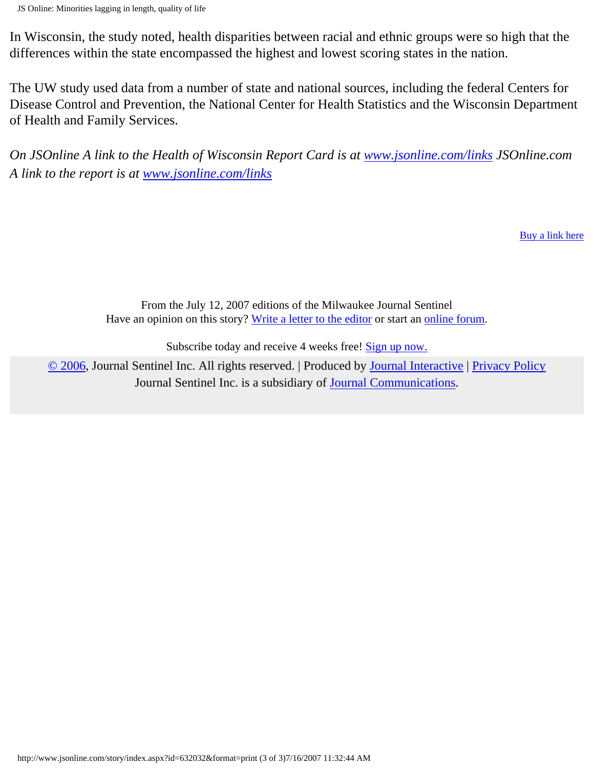In Wisconsin, the study noted, health disparities between racial and ethnic groups were so high that the differences within the state encompassed the highest and lowest scoring states in the nation.

The UW study used data from a number of state and national sources, including the federal Centers for Disease Control and Prevention, the National Center for Health Statistics and the Wisconsin Department of Health and Family Services.

*On JSOnline A link to the Health of Wisconsin Report Card is at [www.jsonline.com/links](www.jsonline.com/links) JSOnline.com A link to the report is at [www.jsonline.com/links](www.jsonline.com/links)*

Buy a link here

From the July 12, 2007 editions of the Milwaukee Journal Sentinel
Have an opinion on this story? Write a letter to the editor or start an online forum.

Subscribe today and receive 4 weeks free! Sign up now.

© 2006, Journal Sentinel Inc. All rights reserved. | Produced by Journal Interactive | Privacy Policy
Journal Sentinel Inc. is a subsidiary of Journal Communications.